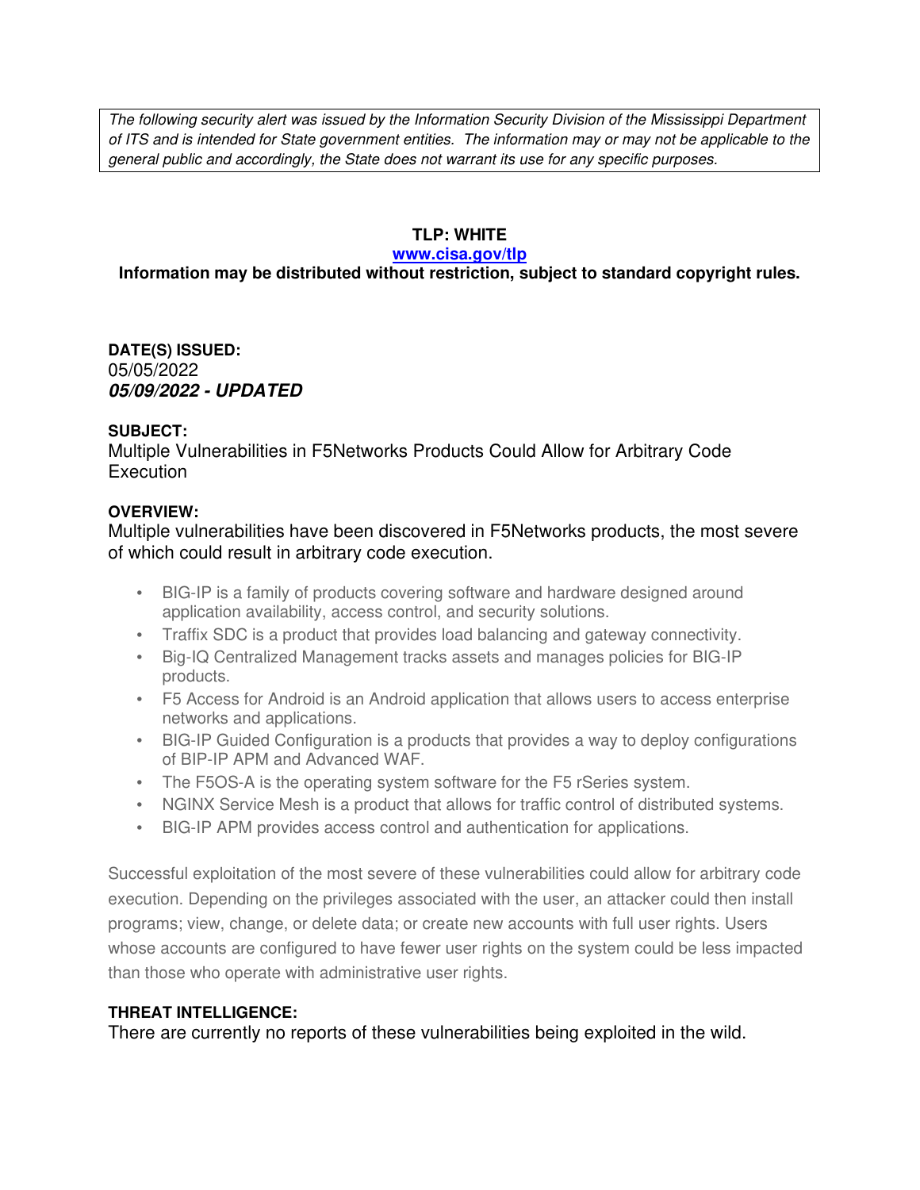*The following security alert was issued by the Information Security Division of the Mississippi Department of ITS and is intended for State government entities. The information may or may not be applicable to the general public and accordingly, the State does not warrant its use for any specific purposes.*

**TLP: WHITE**

**www.cisa.gov/tlp**

**Information may be distributed without restriction, subject to standard copyright rules.**

**DATE(S) ISSUED:**

05/05/2022

***05/09/2022 - UPDATED***

**SUBJECT:**

Multiple Vulnerabilities in F5Networks Products Could Allow for Arbitrary Code Execution

**OVERVIEW:**

Multiple vulnerabilities have been discovered in F5Networks products, the most severe of which could result in arbitrary code execution.

- BIG-IP is a family of products covering software and hardware designed around application availability, access control, and security solutions.
- Traffix SDC is a product that provides load balancing and gateway connectivity.
- Big-IQ Centralized Management tracks assets and manages policies for BIG-IP products.
- F5 Access for Android is an Android application that allows users to access enterprise networks and applications.
- BIG-IP Guided Configuration is a products that provides a way to deploy configurations of BIP-IP APM and Advanced WAF.
- The F5OS-A is the operating system software for the F5 rSeries system.
- NGINX Service Mesh is a product that allows for traffic control of distributed systems.
- BIG-IP APM provides access control and authentication for applications.

Successful exploitation of the most severe of these vulnerabilities could allow for arbitrary code execution. Depending on the privileges associated with the user, an attacker could then install programs; view, change, or delete data; or create new accounts with full user rights. Users whose accounts are configured to have fewer user rights on the system could be less impacted than those who operate with administrative user rights.

**THREAT INTELLIGENCE:**

There are currently no reports of these vulnerabilities being exploited in the wild.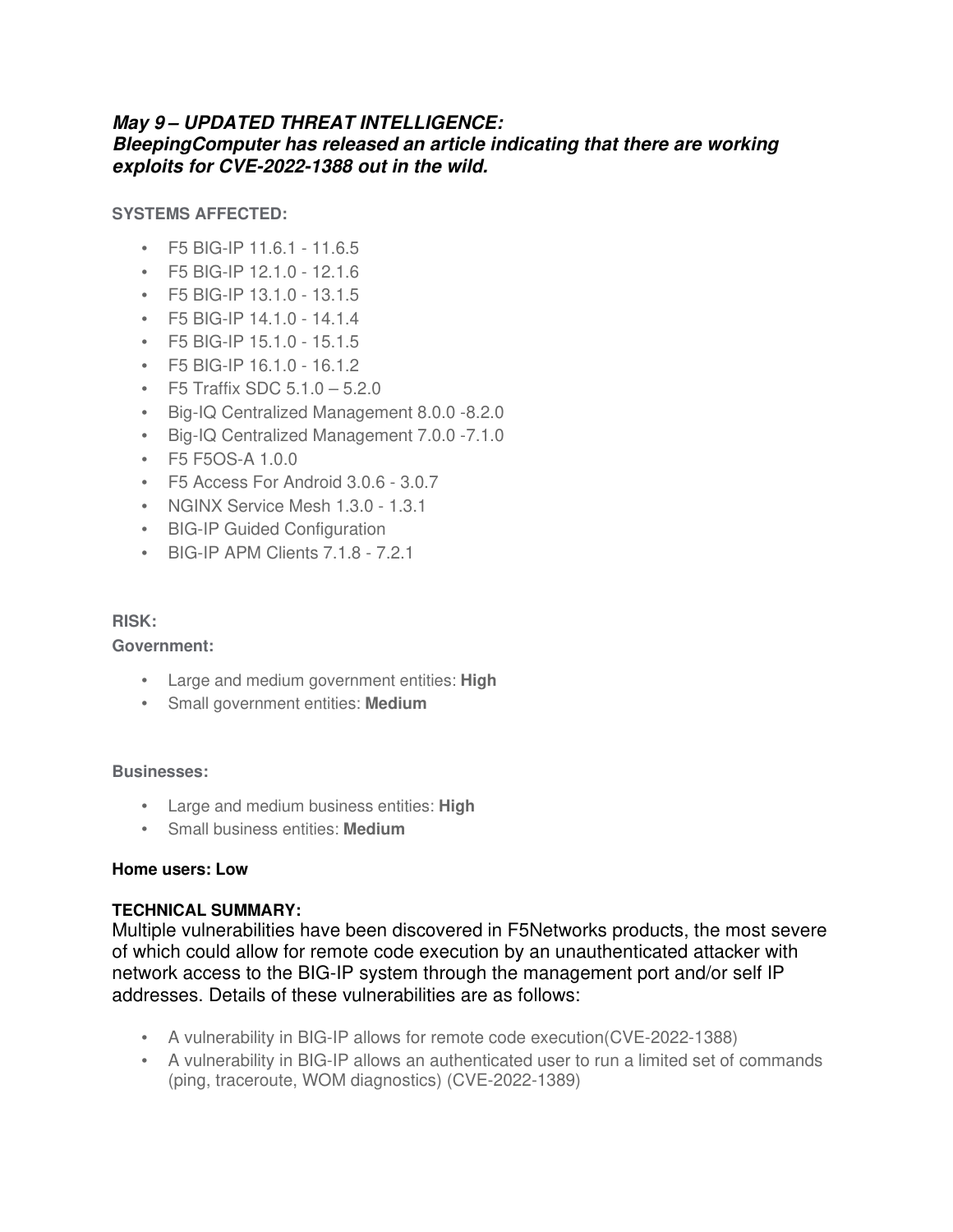***May 9 – UPDATED THREAT INTELLIGENCE: BleepingComputer has released an article indicating that there are working exploits for CVE-2022-1388 out in the wild.***

**SYSTEMS AFFECTED:**

- F5 BIG-IP 11.6.1 - 11.6.5
- F5 BIG-IP 12.1.0 - 12.1.6
- F5 BIG-IP 13.1.0 - 13.1.5
- F5 BIG-IP 14.1.0 - 14.1.4
- F5 BIG-IP 15.1.0 - 15.1.5
- F5 BIG-IP 16.1.0 - 16.1.2
- F5 Traffix SDC 5.1.0 – 5.2.0
- Big-IQ Centralized Management 8.0.0 -8.2.0
- Big-IQ Centralized Management 7.0.0 -7.1.0
- F5 F5OS-A 1.0.0
- F5 Access For Android 3.0.6 - 3.0.7
- NGINX Service Mesh 1.3.0 - 1.3.1
- BIG-IP Guided Configuration
- BIG-IP APM Clients 7.1.8 - 7.2.1

**RISK:**

**Government:**

- Large and medium government entities: **High**
- Small government entities: **Medium**

**Businesses:**

- Large and medium business entities: **High**
- Small business entities: **Medium**

**Home users: Low**

**TECHNICAL SUMMARY:**

Multiple vulnerabilities have been discovered in F5Networks products, the most severe of which could allow for remote code execution by an unauthenticated attacker with network access to the BIG-IP system through the management port and/or self IP addresses. Details of these vulnerabilities are as follows:

- A vulnerability in BIG-IP allows for remote code execution(CVE-2022-1388)
- A vulnerability in BIG-IP allows an authenticated user to run a limited set of commands (ping, traceroute, WOM diagnostics) (CVE-2022-1389)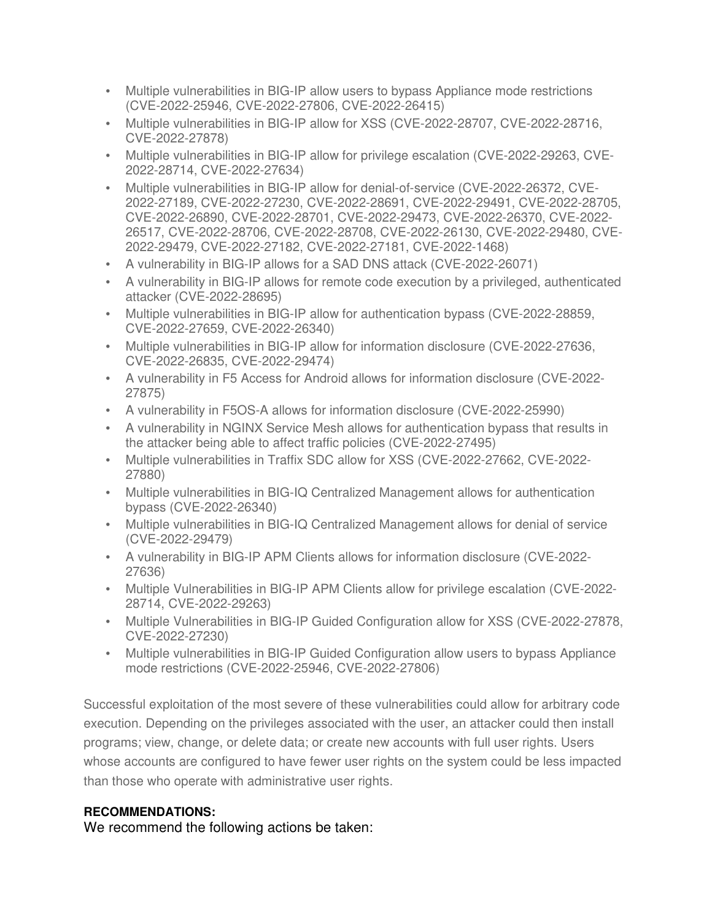- Multiple vulnerabilities in BIG-IP allow users to bypass Appliance mode restrictions (CVE-2022-25946, CVE-2022-27806, CVE-2022-26415)
- Multiple vulnerabilities in BIG-IP allow for XSS (CVE-2022-28707, CVE-2022-28716, CVE-2022-27878)
- Multiple vulnerabilities in BIG-IP allow for privilege escalation (CVE-2022-29263, CVE-2022-28714, CVE-2022-27634)
- Multiple vulnerabilities in BIG-IP allow for denial-of-service (CVE-2022-26372, CVE-2022-27189, CVE-2022-27230, CVE-2022-28691, CVE-2022-29491, CVE-2022-28705, CVE-2022-26890, CVE-2022-28701, CVE-2022-29473, CVE-2022-26370, CVE-2022-26517, CVE-2022-28706, CVE-2022-28708, CVE-2022-26130, CVE-2022-29480, CVE-2022-29479, CVE-2022-27182, CVE-2022-27181, CVE-2022-1468)
- A vulnerability in BIG-IP allows for a SAD DNS attack (CVE-2022-26071)
- A vulnerability in BIG-IP allows for remote code execution by a privileged, authenticated attacker (CVE-2022-28695)
- Multiple vulnerabilities in BIG-IP allow for authentication bypass (CVE-2022-28859, CVE-2022-27659, CVE-2022-26340)
- Multiple vulnerabilities in BIG-IP allow for information disclosure (CVE-2022-27636, CVE-2022-26835, CVE-2022-29474)
- A vulnerability in F5 Access for Android allows for information disclosure (CVE-2022-27875)
- A vulnerability in F5OS-A allows for information disclosure (CVE-2022-25990)
- A vulnerability in NGINX Service Mesh allows for authentication bypass that results in the attacker being able to affect traffic policies (CVE-2022-27495)
- Multiple vulnerabilities in Traffix SDC allow for XSS (CVE-2022-27662, CVE-2022-27880)
- Multiple vulnerabilities in BIG-IQ Centralized Management allows for authentication bypass (CVE-2022-26340)
- Multiple vulnerabilities in BIG-IQ Centralized Management allows for denial of service (CVE-2022-29479)
- A vulnerability in BIG-IP APM Clients allows for information disclosure (CVE-2022-27636)
- Multiple Vulnerabilities in BIG-IP APM Clients allow for privilege escalation (CVE-2022-28714, CVE-2022-29263)
- Multiple Vulnerabilities in BIG-IP Guided Configuration allow for XSS (CVE-2022-27878, CVE-2022-27230)
- Multiple vulnerabilities in BIG-IP Guided Configuration allow users to bypass Appliance mode restrictions (CVE-2022-25946, CVE-2022-27806)

Successful exploitation of the most severe of these vulnerabilities could allow for arbitrary code execution. Depending on the privileges associated with the user, an attacker could then install programs; view, change, or delete data; or create new accounts with full user rights. Users whose accounts are configured to have fewer user rights on the system could be less impacted than those who operate with administrative user rights.

**RECOMMENDATIONS:**

We recommend the following actions be taken: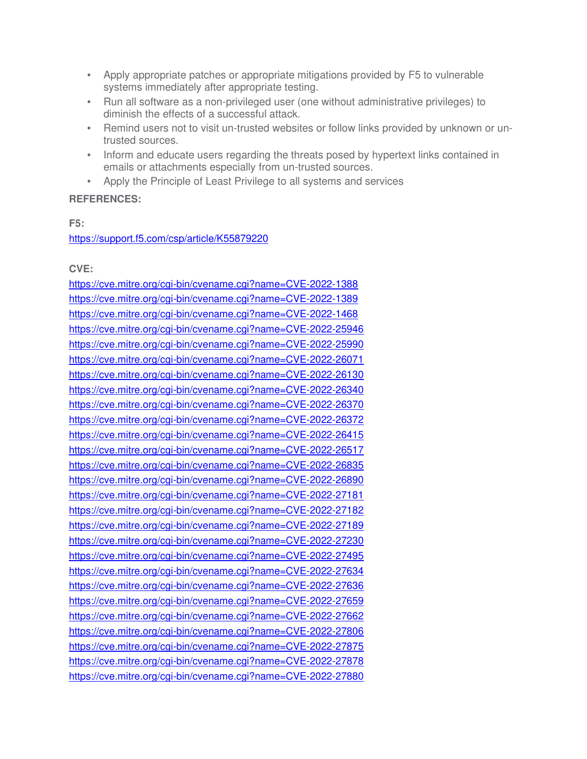- Apply appropriate patches or appropriate mitigations provided by F5 to vulnerable systems immediately after appropriate testing.
- Run all software as a non-privileged user (one without administrative privileges) to diminish the effects of a successful attack.
- Remind users not to visit un-trusted websites or follow links provided by unknown or un-trusted sources.
- Inform and educate users regarding the threats posed by hypertext links contained in emails or attachments especially from un-trusted sources.
- Apply the Principle of Least Privilege to all systems and services

**REFERENCES:**

**F5:**
https://support.f5.com/csp/article/K55879220

**CVE:**
https://cve.mitre.org/cgi-bin/cvename.cgi?name=CVE-2022-1388
https://cve.mitre.org/cgi-bin/cvename.cgi?name=CVE-2022-1389
https://cve.mitre.org/cgi-bin/cvename.cgi?name=CVE-2022-1468
https://cve.mitre.org/cgi-bin/cvename.cgi?name=CVE-2022-25946
https://cve.mitre.org/cgi-bin/cvename.cgi?name=CVE-2022-25990
https://cve.mitre.org/cgi-bin/cvename.cgi?name=CVE-2022-26071
https://cve.mitre.org/cgi-bin/cvename.cgi?name=CVE-2022-26130
https://cve.mitre.org/cgi-bin/cvename.cgi?name=CVE-2022-26340
https://cve.mitre.org/cgi-bin/cvename.cgi?name=CVE-2022-26370
https://cve.mitre.org/cgi-bin/cvename.cgi?name=CVE-2022-26372
https://cve.mitre.org/cgi-bin/cvename.cgi?name=CVE-2022-26415
https://cve.mitre.org/cgi-bin/cvename.cgi?name=CVE-2022-26517
https://cve.mitre.org/cgi-bin/cvename.cgi?name=CVE-2022-26835
https://cve.mitre.org/cgi-bin/cvename.cgi?name=CVE-2022-26890
https://cve.mitre.org/cgi-bin/cvename.cgi?name=CVE-2022-27181
https://cve.mitre.org/cgi-bin/cvename.cgi?name=CVE-2022-27182
https://cve.mitre.org/cgi-bin/cvename.cgi?name=CVE-2022-27189
https://cve.mitre.org/cgi-bin/cvename.cgi?name=CVE-2022-27230
https://cve.mitre.org/cgi-bin/cvename.cgi?name=CVE-2022-27495
https://cve.mitre.org/cgi-bin/cvename.cgi?name=CVE-2022-27634
https://cve.mitre.org/cgi-bin/cvename.cgi?name=CVE-2022-27636
https://cve.mitre.org/cgi-bin/cvename.cgi?name=CVE-2022-27659
https://cve.mitre.org/cgi-bin/cvename.cgi?name=CVE-2022-27662
https://cve.mitre.org/cgi-bin/cvename.cgi?name=CVE-2022-27806
https://cve.mitre.org/cgi-bin/cvename.cgi?name=CVE-2022-27875
https://cve.mitre.org/cgi-bin/cvename.cgi?name=CVE-2022-27878
https://cve.mitre.org/cgi-bin/cvename.cgi?name=CVE-2022-27880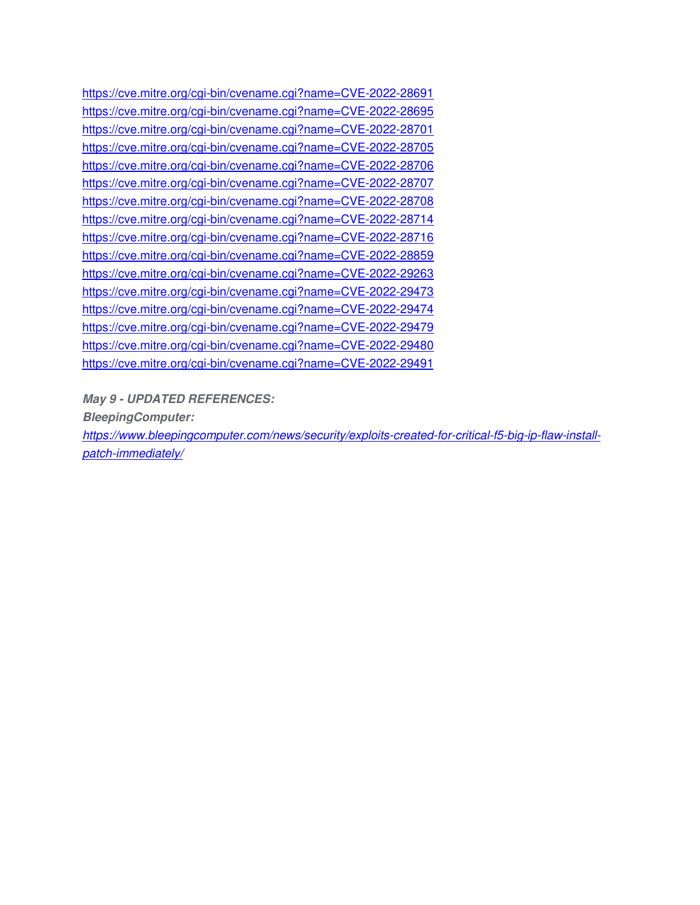https://cve.mitre.org/cgi-bin/cvename.cgi?name=CVE-2022-28691
https://cve.mitre.org/cgi-bin/cvename.cgi?name=CVE-2022-28695
https://cve.mitre.org/cgi-bin/cvename.cgi?name=CVE-2022-28701
https://cve.mitre.org/cgi-bin/cvename.cgi?name=CVE-2022-28705
https://cve.mitre.org/cgi-bin/cvename.cgi?name=CVE-2022-28706
https://cve.mitre.org/cgi-bin/cvename.cgi?name=CVE-2022-28707
https://cve.mitre.org/cgi-bin/cvename.cgi?name=CVE-2022-28708
https://cve.mitre.org/cgi-bin/cvename.cgi?name=CVE-2022-28714
https://cve.mitre.org/cgi-bin/cvename.cgi?name=CVE-2022-28716
https://cve.mitre.org/cgi-bin/cvename.cgi?name=CVE-2022-28859
https://cve.mitre.org/cgi-bin/cvename.cgi?name=CVE-2022-29263
https://cve.mitre.org/cgi-bin/cvename.cgi?name=CVE-2022-29473
https://cve.mitre.org/cgi-bin/cvename.cgi?name=CVE-2022-29474
https://cve.mitre.org/cgi-bin/cvename.cgi?name=CVE-2022-29479
https://cve.mitre.org/cgi-bin/cvename.cgi?name=CVE-2022-29480
https://cve.mitre.org/cgi-bin/cvename.cgi?name=CVE-2022-29491

***May 9 - UPDATED REFERENCES:***

***BleepingComputer:***

*https://www.bleepingcomputer.com/news/security/exploits-created-for-critical-f5-big-ip-flaw-install-patch-immediately/*